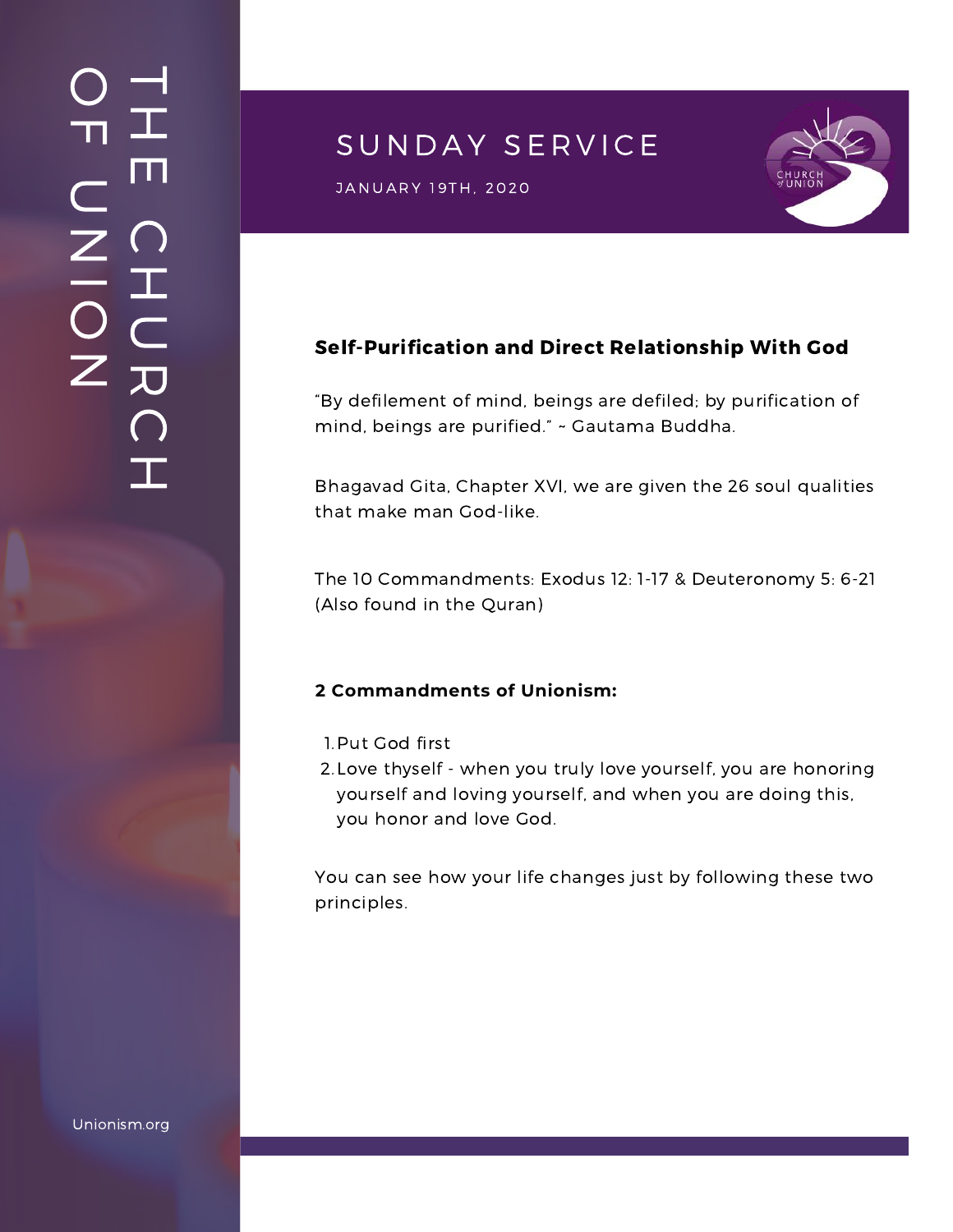# THE CHURCH OF UNION

## SUNDAY SERVICE

JANUARY 19TH, 2020

### Self-Purification and Direct Relationship With God

“By defilement of mind, beings are defiled; by purification of mind, beings are purified.” ~ Gautama Buddha.

Bhagavad Gita, Chapter XVI, we are given the 26 soul qualities that make man God-like.

The 10 Commandments: Exodus 12: 1-17 & Deuteronomy 5: 6-21 (Also found in the Quran)

### 2 Commandments of Unionism:

1. Put God first
2. Love thyself - when you truly love yourself, you are honoring yourself and loving yourself, and when you are doing this, you honor and love God.

You can see how your life changes just by following these two principles.

Unionism.org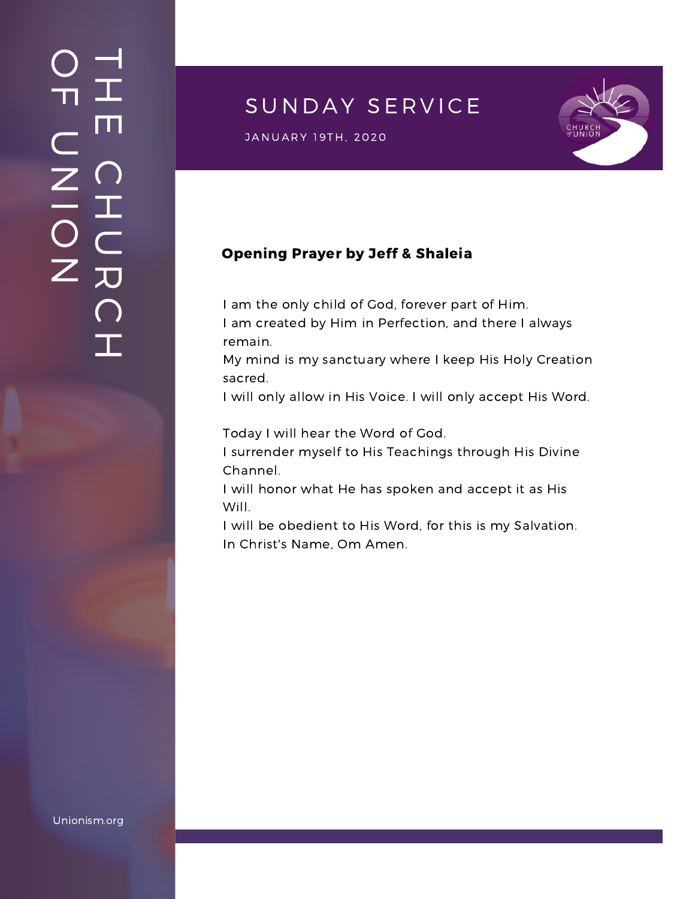# SUNDAY SERVICE

JANUARY 19TH, 2020

**Opening Prayer by Jeff & Shaleia**

I am the only child of God, forever part of Him.
I am created by Him in Perfection, and there I always remain.
My mind is my sanctuary where I keep His Holy Creation sacred.
I will only allow in His Voice. I will only accept His Word.

Today I will hear the Word of God.
I surrender myself to His Teachings through His Divine Channel.
I will honor what He has spoken and accept it as His Will.
I will be obedient to His Word, for this is my Salvation.
In Christ's Name, Om Amen.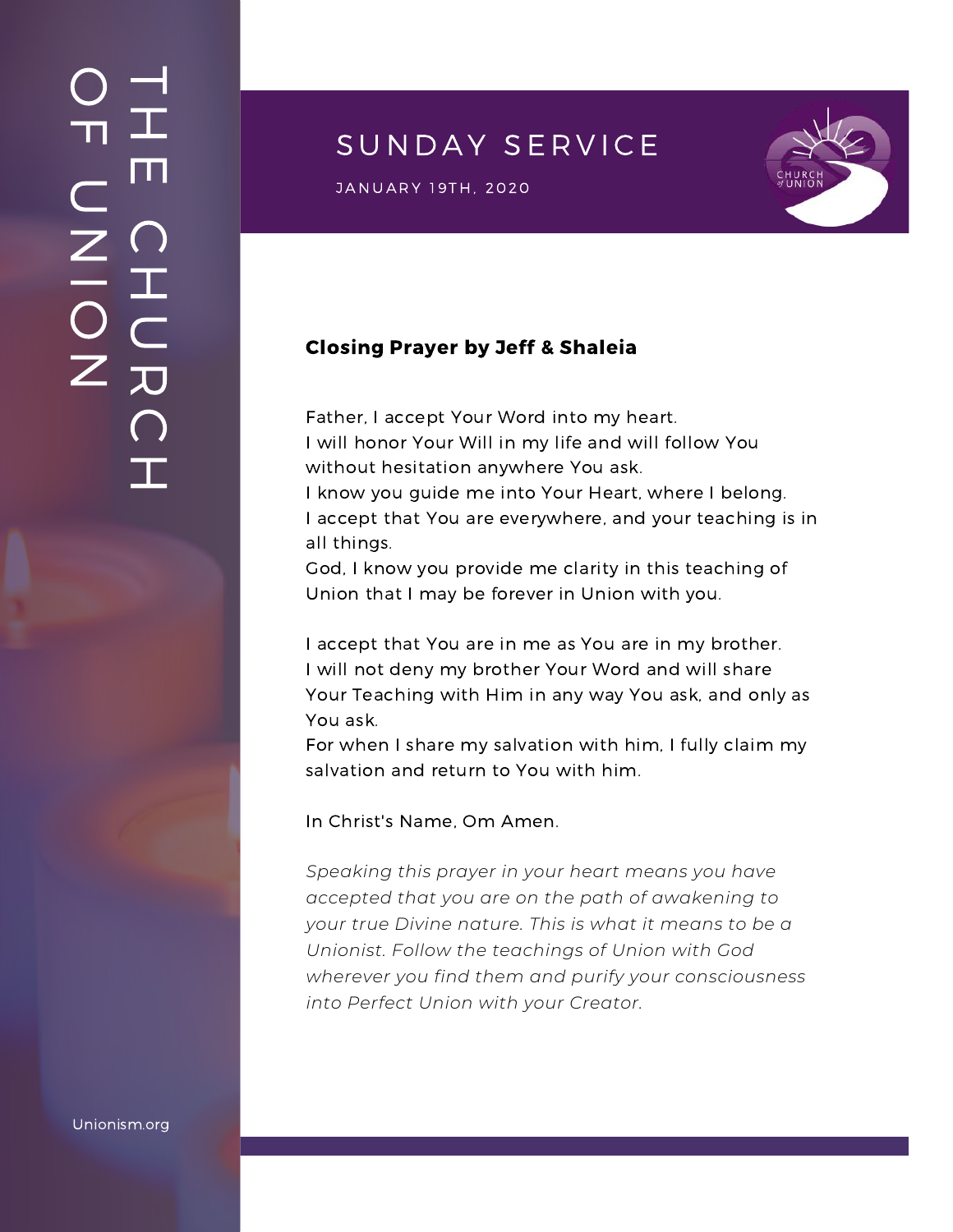# SUNDAY SERVICE

JANUARY 19TH, 2020

**Closing Prayer by Jeff & Shaleia**

Father, I accept Your Word into my heart.
I will honor Your Will in my life and will follow You without hesitation anywhere You ask.
I know you guide me into Your Heart, where I belong.
I accept that You are everywhere, and your teaching is in all things.
God, I know you provide me clarity in this teaching of Union that I may be forever in Union with you.

I accept that You are in me as You are in my brother.
I will not deny my brother Your Word and will share Your Teaching with Him in any way You ask, and only as You ask.
For when I share my salvation with him, I fully claim my salvation and return to You with him.

In Christ's Name, Om Amen.

*Speaking this prayer in your heart means you have accepted that you are on the path of awakening to your true Divine nature. This is what it means to be a Unionist. Follow the teachings of Union with God wherever you find them and purify your consciousness into Perfect Union with your Creator.*